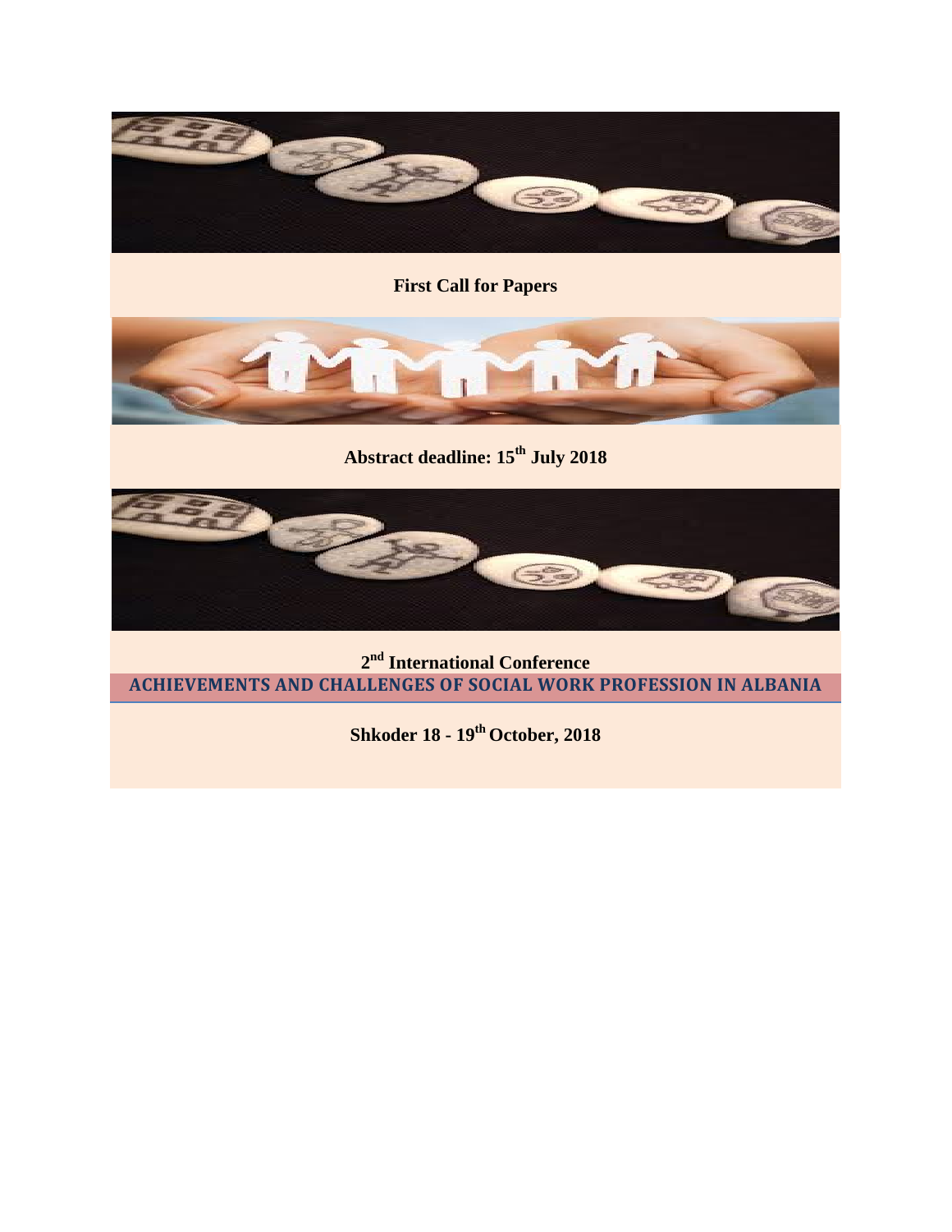**First Call for Papers**

**Abstract deadline: 15th July 2018**

**2nd International Conference**

## ACHIEVEMENTS AND CHALLENGES OF SOCIAL WORK PROFESSION IN ALBANIA

**Shkoder 18 - 19th October, 2018**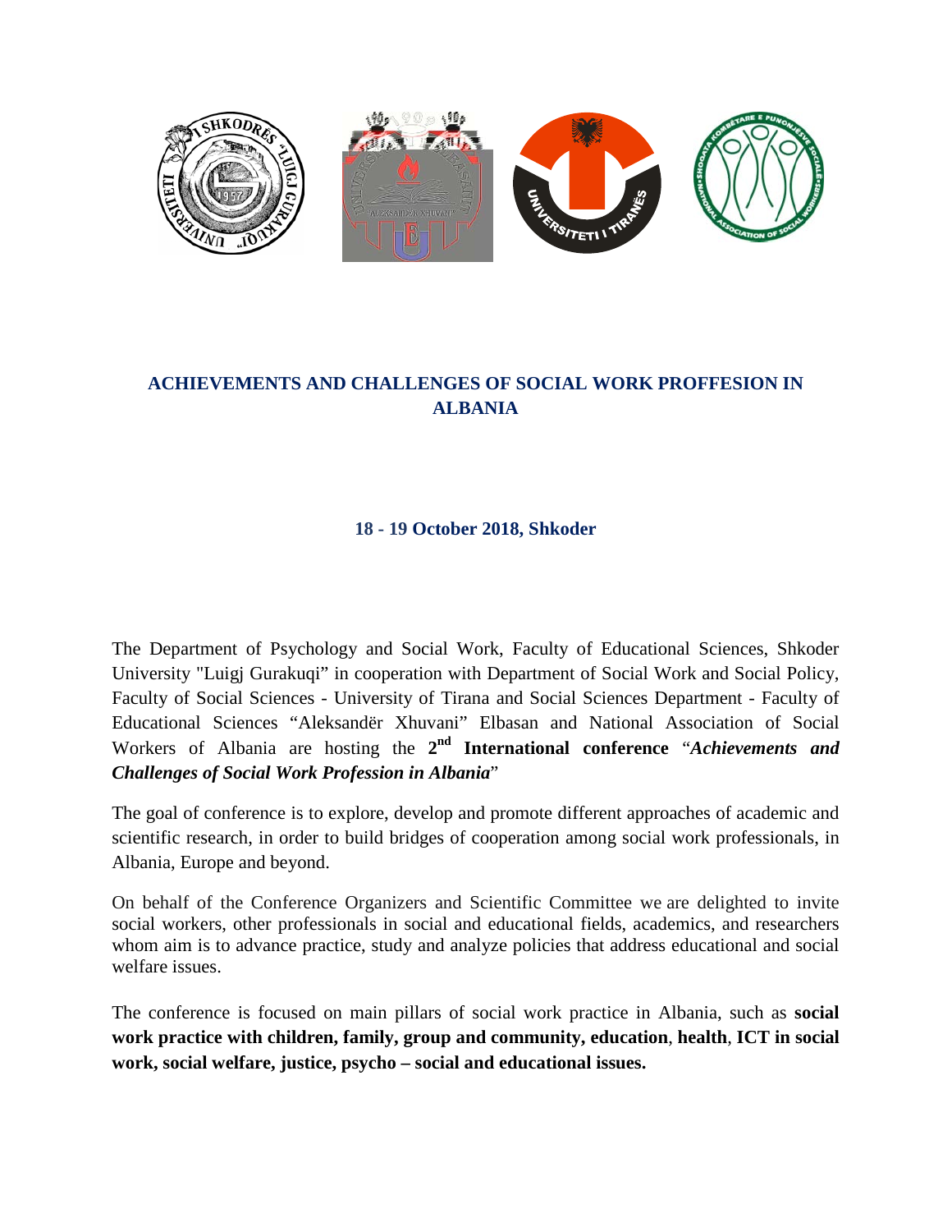## ACHIEVEMENTS AND CHALLENGES OF SOCIAL WORK PROFFESION IN ALBANIA

**18 - 19 October 2018, Shkoder**

The Department of Psychology and Social Work, Faculty of Educational Sciences, Shkoder University "Luigj Gurakuqi" in cooperation with Department of Social Work and Social Policy, Faculty of Social Sciences - University of Tirana and Social Sciences Department - Faculty of Educational Sciences "Aleksandër Xhuvani" Elbasan and National Association of Social Workers of Albania are hosting the **2nd International conference** "***Achievements and Challenges of Social Work Profession in Albania***"

The goal of conference is to explore, develop and promote different approaches of academic and scientific research, in order to build bridges of cooperation among social work professionals, in Albania, Europe and beyond.

On behalf of the Conference Organizers and Scientific Committee we are delighted to invite social workers, other professionals in social and educational fields, academics, and researchers whom aim is to advance practice, study and analyze policies that address educational and social welfare issues.

The conference is focused on main pillars of social work practice in Albania, such as **social work practice with children, family, group and community, education**, **health**, **ICT in social work, social welfare, justice, psycho – social and educational issues.**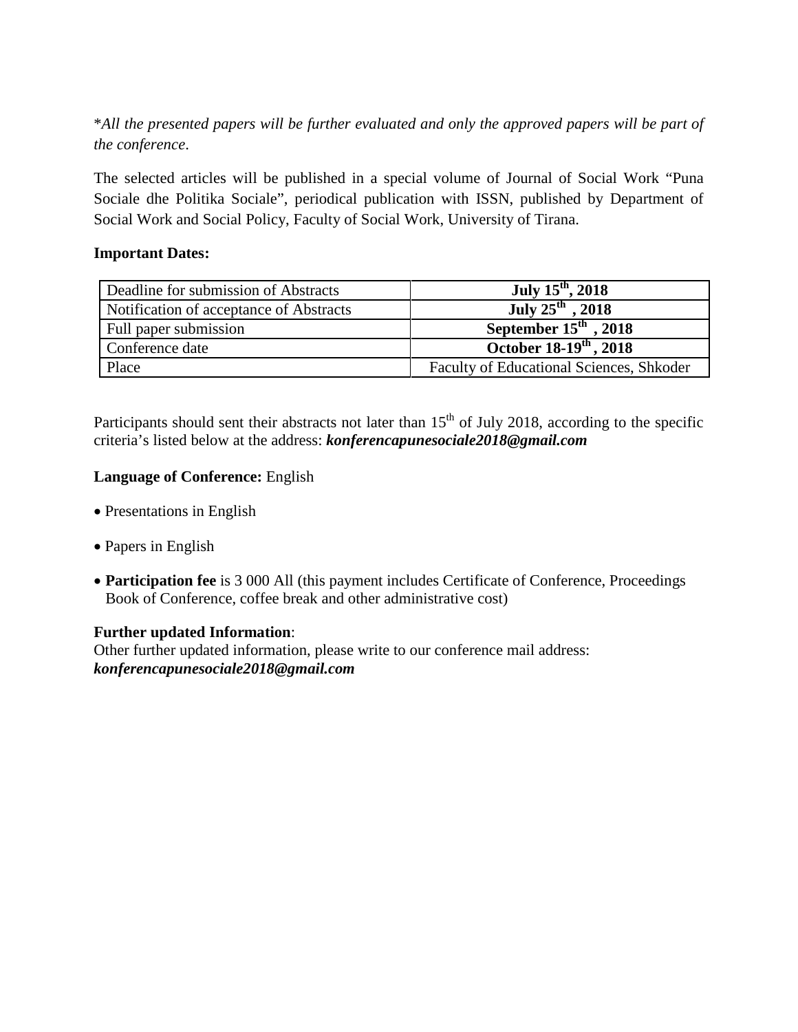**All the presented papers will be further evaluated and only the approved papers will be part of the conference*.

The selected articles will be published in a special volume of Journal of Social Work "Puna Sociale dhe Politika Sociale", periodical publication with ISSN, published by Department of Social Work and Social Policy, Faculty of Social Work, University of Tirana.

**Important Dates:**

| | |
|---|---|
| Deadline for submission of Abstracts | **July 15th, 2018** |
| Notification of acceptance of Abstracts | **July 25th , 2018** |
| Full paper submission | **September 15th , 2018** |
| Conference date | **October 18-19th , 2018** |
| Place | Faculty of Educational Sciences, Shkoder |

Participants should sent their abstracts not later than 15th of July 2018, according to the specific criteria's listed below at the address: ***konferencapunesociale2018@gmail.com***

**Language of Conference:** English

- Presentations in English
- Papers in English
- **Participation fee** is 3 000 All (this payment includes Certificate of Conference, Proceedings Book of Conference, coffee break and other administrative cost)

**Further updated Information**:
Other further updated information, please write to our conference mail address:
***konferencapunesociale2018@gmail.com***